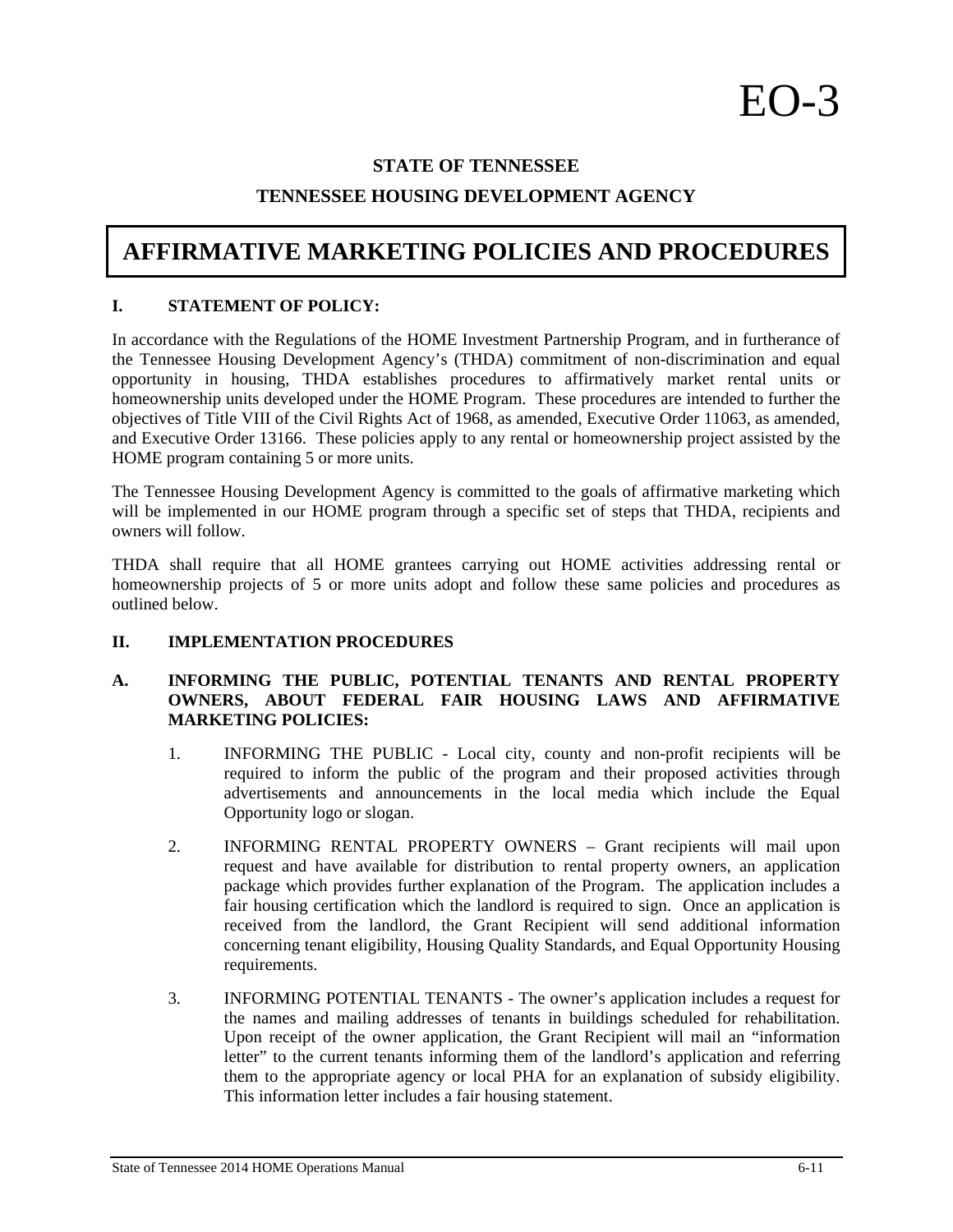# EO-3

**STATE OF TENNESSEE**

**TENNESSEE HOUSING DEVELOPMENT AGENCY**

# AFFIRMATIVE MARKETING POLICIES AND PROCEDURES

## I. STATEMENT OF POLICY:

In accordance with the Regulations of the HOME Investment Partnership Program, and in furtherance of the Tennessee Housing Development Agency's (THDA) commitment of non-discrimination and equal opportunity in housing, THDA establishes procedures to affirmatively market rental units or homeownership units developed under the HOME Program. These procedures are intended to further the objectives of Title VIII of the Civil Rights Act of 1968, as amended, Executive Order 11063, as amended, and Executive Order 13166. These policies apply to any rental or homeownership project assisted by the HOME program containing 5 or more units.

The Tennessee Housing Development Agency is committed to the goals of affirmative marketing which will be implemented in our HOME program through a specific set of steps that THDA, recipients and owners will follow.

THDA shall require that all HOME grantees carrying out HOME activities addressing rental or homeownership projects of 5 or more units adopt and follow these same policies and procedures as outlined below.

## II. IMPLEMENTATION PROCEDURES

### A. INFORMING THE PUBLIC, POTENTIAL TENANTS AND RENTAL PROPERTY OWNERS, ABOUT FEDERAL FAIR HOUSING LAWS AND AFFIRMATIVE MARKETING POLICIES:

1. INFORMING THE PUBLIC - Local city, county and non-profit recipients will be required to inform the public of the program and their proposed activities through advertisements and announcements in the local media which include the Equal Opportunity logo or slogan.

2. INFORMING RENTAL PROPERTY OWNERS – Grant recipients will mail upon request and have available for distribution to rental property owners, an application package which provides further explanation of the Program. The application includes a fair housing certification which the landlord is required to sign. Once an application is received from the landlord, the Grant Recipient will send additional information concerning tenant eligibility, Housing Quality Standards, and Equal Opportunity Housing requirements.

3. INFORMING POTENTIAL TENANTS - The owner's application includes a request for the names and mailing addresses of tenants in buildings scheduled for rehabilitation. Upon receipt of the owner application, the Grant Recipient will mail an "information letter" to the current tenants informing them of the landlord's application and referring them to the appropriate agency or local PHA for an explanation of subsidy eligibility. This information letter includes a fair housing statement.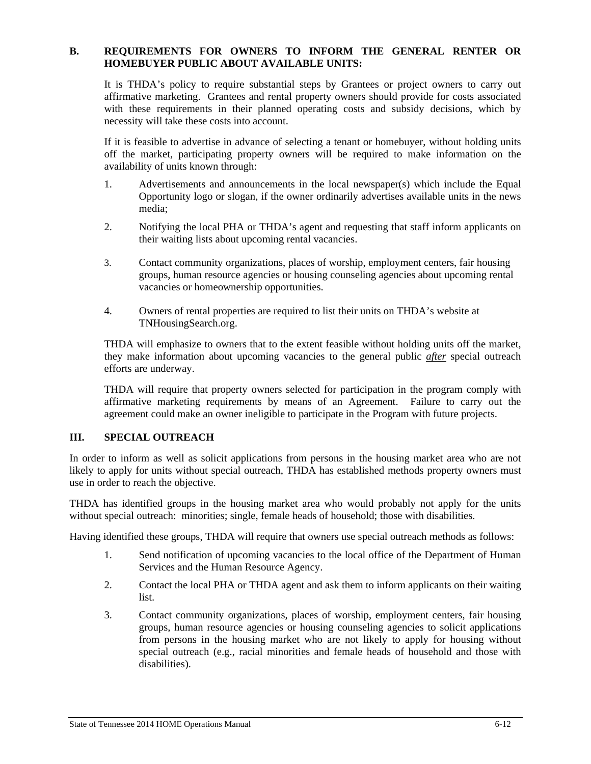## B. REQUIREMENTS FOR OWNERS TO INFORM THE GENERAL RENTER OR HOMEBUYER PUBLIC ABOUT AVAILABLE UNITS:

It is THDA's policy to require substantial steps by Grantees or project owners to carry out affirmative marketing. Grantees and rental property owners should provide for costs associated with these requirements in their planned operating costs and subsidy decisions, which by necessity will take these costs into account.

If it is feasible to advertise in advance of selecting a tenant or homebuyer, without holding units off the market, participating property owners will be required to make information on the availability of units known through:

1. Advertisements and announcements in the local newspaper(s) which include the Equal Opportunity logo or slogan, if the owner ordinarily advertises available units in the news media;
2. Notifying the local PHA or THDA's agent and requesting that staff inform applicants on their waiting lists about upcoming rental vacancies.
3. Contact community organizations, places of worship, employment centers, fair housing groups, human resource agencies or housing counseling agencies about upcoming rental vacancies or homeownership opportunities.
4. Owners of rental properties are required to list their units on THDA's website at TNHousingSearch.org.

THDA will emphasize to owners that to the extent feasible without holding units off the market, they make information about upcoming vacancies to the general public ***after*** special outreach efforts are underway.

THDA will require that property owners selected for participation in the program comply with affirmative marketing requirements by means of an Agreement. Failure to carry out the agreement could make an owner ineligible to participate in the Program with future projects.

# III. SPECIAL OUTREACH

In order to inform as well as solicit applications from persons in the housing market area who are not likely to apply for units without special outreach, THDA has established methods property owners must use in order to reach the objective.

THDA has identified groups in the housing market area who would probably not apply for the units without special outreach: minorities; single, female heads of household; those with disabilities.

Having identified these groups, THDA will require that owners use special outreach methods as follows:

1. Send notification of upcoming vacancies to the local office of the Department of Human Services and the Human Resource Agency.
2. Contact the local PHA or THDA agent and ask them to inform applicants on their waiting list.
3. Contact community organizations, places of worship, employment centers, fair housing groups, human resource agencies or housing counseling agencies to solicit applications from persons in the housing market who are not likely to apply for housing without special outreach (e.g., racial minorities and female heads of household and those with disabilities).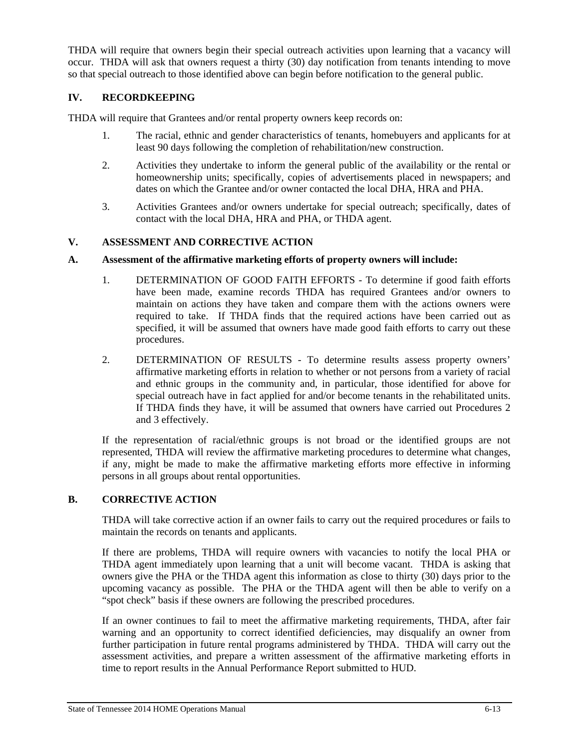THDA will require that owners begin their special outreach activities upon learning that a vacancy will occur. THDA will ask that owners request a thirty (30) day notification from tenants intending to move so that special outreach to those identified above can begin before notification to the general public.

## IV. RECORDKEEPING

THDA will require that Grantees and/or rental property owners keep records on:

1. The racial, ethnic and gender characteristics of tenants, homebuyers and applicants for at least 90 days following the completion of rehabilitation/new construction.
2. Activities they undertake to inform the general public of the availability or the rental or homeownership units; specifically, copies of advertisements placed in newspapers; and dates on which the Grantee and/or owner contacted the local DHA, HRA and PHA.
3. Activities Grantees and/or owners undertake for special outreach; specifically, dates of contact with the local DHA, HRA and PHA, or THDA agent.

## V. ASSESSMENT AND CORRECTIVE ACTION

### A. Assessment of the affirmative marketing efforts of property owners will include:

1. DETERMINATION OF GOOD FAITH EFFORTS - To determine if good faith efforts have been made, examine records THDA has required Grantees and/or owners to maintain on actions they have taken and compare them with the actions owners were required to take. If THDA finds that the required actions have been carried out as specified, it will be assumed that owners have made good faith efforts to carry out these procedures.
2. DETERMINATION OF RESULTS - To determine results assess property owners' affirmative marketing efforts in relation to whether or not persons from a variety of racial and ethnic groups in the community and, in particular, those identified for above for special outreach have in fact applied for and/or become tenants in the rehabilitated units. If THDA finds they have, it will be assumed that owners have carried out Procedures 2 and 3 effectively.

If the representation of racial/ethnic groups is not broad or the identified groups are not represented, THDA will review the affirmative marketing procedures to determine what changes, if any, might be made to make the affirmative marketing efforts more effective in informing persons in all groups about rental opportunities.

### B. CORRECTIVE ACTION

THDA will take corrective action if an owner fails to carry out the required procedures or fails to maintain the records on tenants and applicants.

If there are problems, THDA will require owners with vacancies to notify the local PHA or THDA agent immediately upon learning that a unit will become vacant. THDA is asking that owners give the PHA or the THDA agent this information as close to thirty (30) days prior to the upcoming vacancy as possible. The PHA or the THDA agent will then be able to verify on a "spot check" basis if these owners are following the prescribed procedures.

If an owner continues to fail to meet the affirmative marketing requirements, THDA, after fair warning and an opportunity to correct identified deficiencies, may disqualify an owner from further participation in future rental programs administered by THDA. THDA will carry out the assessment activities, and prepare a written assessment of the affirmative marketing efforts in time to report results in the Annual Performance Report submitted to HUD.